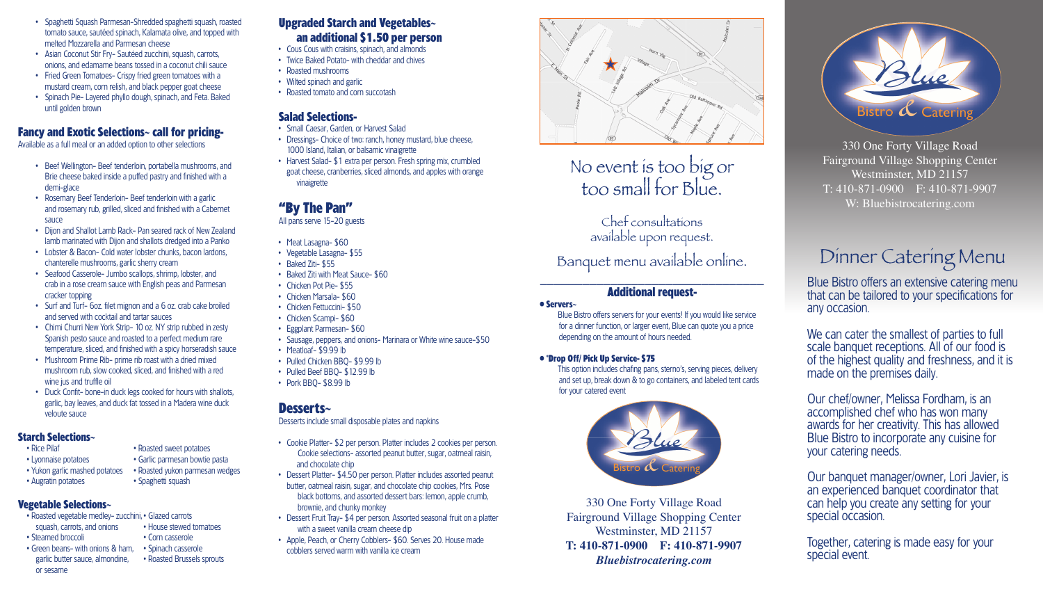- Spaghetti Squash Parmesan- Shredded spaghetti squash, roasted tomato sauce, sautéed spinach, Kalamata olive, and topped with melted Mozzarella and Parmesan cheese
- Asian Coconut Stir Fry- Sautéed zucchini, squash, carrots, onions, and edamame beans tossed in a coconut chili sauce
- Fried Green Tomatoes- Crispy fried green tomatoes with a mustard cream, corn relish, and black pepper goat cheese
- Spinach Pie- Layered phyllo dough, spinach, and Feta. Baked until golden brown

## Fancy and Exotic Selections~ call for pricing-

Available as a full meal or an added option to other selections

- Beef Wellington- Beef tenderloin, portabella mushrooms, and Brie cheese baked inside a puffed pastry and finished with a demi-glace
- Rosemary Beef Tenderloin- Beef tenderloin with a garlic and rosemary rub, grilled, sliced and finished with a Cabernet sauce
- Dijon and Shallot Lamb Rack- Pan seared rack of New Zealand lamb marinated with Dijon and shallots dredged into a Panko
- Lobster & Bacon- Cold water lobster chunks, bacon lardons, chanterelle mushrooms, garlic sherry cream
- Seafood Casserole- Jumbo scallops, shrimp, lobster, and crab in a rose cream sauce with English peas and Parmesan cracker topping
- Surf and Turf- 6oz. filet mignon and a 6 oz. crab cake broiled and served with cocktail and tartar sauces
- Chimi Churri New York Strip- 10 oz. NY strip rubbed in zesty Spanish pesto sauce and roasted to a perfect medium rare temperature, sliced, and finished with a spicy horseradish sauce
- Mushroom Prime Rib- prime rib roast with a dried mixed mushroom rub, slow cooked, sliced, and finished with a red wine jus and truffle oil
- Duck Confit- bone-in duck legs cooked for hours with shallots, garlic, bay leaves, and duck fat tossed in a Madera wine duck veloute sauce

## Starch Selections~

- Rice Pilaf
- Lyonnaise potatoes
- Yukon garlic mashed potatoes
- Augratin potatoes
- Roasted sweet potatoes
- Garlic parmesan bowtie pasta
- Roasted yukon parmesan wedges
- Spaghetti squash

## Vegetable Selections~

- Roasted vegetable medley- zucchini, squash, carrots, and onions
- Steamed broccoli
- Green beans- with onions & ham, garlic butter sauce, almondine, or sesame
- Glazed carrots
- House stewed tomatoes
- Corn casserole
- Spinach casserole
- Roasted Brussels sprouts

## Upgraded Starch and Vegetables~ an additional $1.50 per person

- Cous Cous with craisins, spinach, and almonds
- Twice Baked Potato- with cheddar and chives
- Roasted mushrooms
- Wilted spinach and garlic
- Roasted tomato and corn succotash

## Salad Selections-

- Small Caesar, Garden, or Harvest Salad
- Dressings- Choice of two: ranch, honey mustard, blue cheese, 1000 Island, Italian, or balsamic vinaigrette
- Harvest Salad- $1 extra per person. Fresh spring mix, crumbled goat cheese, cranberries, sliced almonds, and apples with orange vinaigrette

## "By The Pan"

All pans serve 15-20 guests

- Meat Lasagna- $60
- Vegetable Lasagna- $55
- Baked Ziti- $55
- Baked Ziti with Meat Sauce- $60
- Chicken Pot Pie- $55
- Chicken Marsala- $60
- Chicken Fettuccini- $50
- Chicken Scampi- $60
- Eggplant Parmesan- $60
- Sausage, peppers, and onions- Marinara or White wine sauce-$50
- Meatloaf- $9.99 lb
- Pulled Chicken BBQ- $9.99 lb
- Pulled Beef BBQ- $12.99 lb
- Pork BBQ- $8.99 lb

## Desserts~

Desserts include small disposable plates and napkins

- Cookie Platter- $2 per person. Platter includes 2 cookies per person. Cookie selections- assorted peanut butter, sugar, oatmeal raisin, and chocolate chip
- Dessert Platter- $4.50 per person. Platter includes assorted peanut butter, oatmeal raisin, sugar, and chocolate chip cookies, Mrs. Pose black bottoms, and assorted dessert bars: lemon, apple crumb, brownie, and chunky monkey
- Dessert Fruit Tray- $4 per person. Assorted seasonal fruit on a platter with a sweet vanilla cream cheese dip
- Apple, Peach, or Cherry Cobblers- $60. Serves 20. House made cobblers served warm with vanilla ice cream

No event is too big or too small for Blue.

Chef consultations available upon request.

Banquet menu available online.

## Additional request-

**• Servers~**

Blue Bistro offers servers for your events! If you would like service for a dinner function, or larger event, Blue can quote you a price depending on the amount of hours needed.

**• *Drop Off/ Pick Up Service- $75**

This option includes chafing pans, sterno's, serving pieces, delivery and set up, break down & to go containers, and labeled tent cards for your catered event

Blue Bistro & Catering

330 One Forty Village Road
Fairground Village Shopping Center
Westminster, MD 21157
**T: 410-871-0900 F: 410-871-9907**
***Bluebistrocatering.com***

Blue Bistro & Catering

330 One Forty Village Road
Fairground Village Shopping Center
Westminster, MD 21157
T: 410-871-0900 F: 410-871-9907
W: Bluebistrocatering.com

# Dinner Catering Menu

Blue Bistro offers an extensive catering menu that can be tailored to your specifications for any occasion.

We can cater the smallest of parties to full scale banquet receptions. All of our food is of the highest quality and freshness, and it is made on the premises daily.

Our chef/owner, Melissa Fordham, is an accomplished chef who has won many awards for her creativity. This has allowed Blue Bistro to incorporate any cuisine for your catering needs.

Our banquet manager/owner, Lori Javier, is an experienced banquet coordinator that can help you create any setting for your special occasion.

Together, catering is made easy for your special event.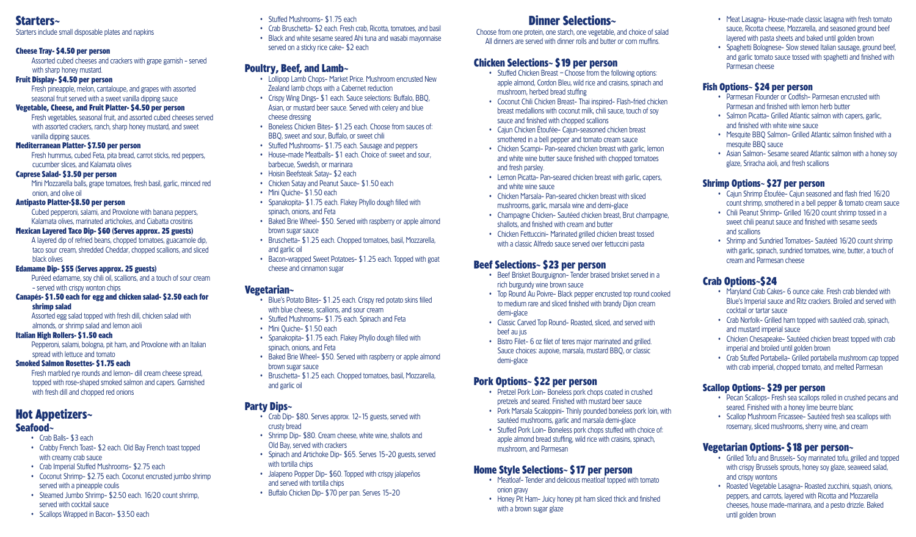## Starters~

Starters include small disposable plates and napkins

**Cheese Tray- $4.50 per person**

Assorted cubed cheeses and crackers with grape garnish - served with sharp honey mustard.

**Fruit Display- $4.50 per person**

Fresh pineapple, melon, cantaloupe, and grapes with assorted seasonal fruit served with a sweet vanilla dipping sauce

**Vegetable, Cheese, and Fruit Platter- $4.50 per person**

Fresh vegetables, seasonal fruit, and assorted cubed cheeses served with assorted crackers, ranch, sharp honey mustard, and sweet vanilla dipping sauces.

**Mediterranean Platter- $7.50 per person**

Fresh hummus, cubed Feta, pita bread, carrot sticks, red peppers, cucumber slices, and Kalamata olives

**Caprese Salad- $3.50 per person**

Mini Mozzarella balls, grape tomatoes, fresh basil, garlic, minced red onion, and olive oil

**Antipasto Platter-$8.50 per person**

Cubed pepperoni, salami, and Provolone with banana peppers, Kalamata olives, marinated artichokes, and Ciabatta crositinis

**Mexican Layered Taco Dip- $60 (Serves approx. 25 guests)**

A layered dip of refried beans, chopped tomatoes, guacamole dip, taco sour cream, shredded Cheddar, chopped scallions, and sliced black olives

**Edamame Dip- $55 (Serves approx. 25 guests)**

Puréed edamame, soy chili oil, scallions, and a touch of sour cream - served with crispy wonton chips

**Canapés- $1.50 each for egg and chicken salad- $2.50 each for shrimp salad**

Assorted egg salad topped with fresh dill, chicken salad with almonds, or shrimp salad and lemon aioli

**Italian High Rollers- $1.50 each**

Pepperoni, salami, bologna, pit ham, and Provolone with an Italian spread with lettuce and tomato

**Smoked Salmon Rosettes- $1.75 each**

Fresh marbled rye rounds and lemon- dill cream cheese spread, topped with rose-shaped smoked salmon and capers. Garnished with fresh dill and chopped red onions

## Hot Appetizers~

### Seafood~

- Crab Balls- $3 each
- Crabby French Toast- $2 each. Old Bay French toast topped with creamy crab sauce
- Crab Imperial Stuffed Mushrooms- $2.75 each
- Coconut Shrimp- $2.75 each. Coconut encrusted jumbo shrimp served with a pineapple coulis
- Steamed Jumbo Shrimp- $2.50 each. 16/20 count shrimp, served with cocktail sauce
- Scallops Wrapped in Bacon- $3.50 each
- Stuffed Mushrooms- $1.75 each
- Crab Bruschetta- $2 each. Fresh crab, Ricotta, tomatoes, and basil
- Black and white sesame seared Ahi tuna and wasabi mayonnaise served on a sticky rice cake- $2 each

### Poultry, Beef, and Lamb~

- Lollipop Lamb Chops- Market Price. Mushroom encrusted New Zealand lamb chops with a Cabernet reduction
- Crispy Wing Dings- $1 each. Sauce selections: Buffalo, BBQ, Asian, or mustard beer sauce. Served with celery and blue cheese dressing
- Boneless Chicken Bites- $1.25 each. Choose from sauces of: BBQ, sweet and sour, Buffalo, or sweet chili
- Stuffed Mushrooms- $1.75 each. Sausage and peppers
- House-made Meatballs- $1 each. Choice of: sweet and sour, barbecue, Swedish, or marinara
- Hoisin Beefsteak Satay- $2 each
- Chicken Satay and Peanut Sauce- $1.50 each
- Mini Quiche- $1.50 each
- Spanakopita- $1.75 each. Flakey Phyllo dough filled with spinach, onions, and Feta
- Baked Brie Wheel- $50. Served with raspberry or apple almond brown sugar sauce
- Bruschetta- $1.25 each. Chopped tomatoes, basil, Mozzarella, and garlic oil
- Bacon-wrapped Sweet Potatoes- $1.25 each. Topped with goat cheese and cinnamon sugar

### Vegetarian~

- Blue's Potato Bites- $1.25 each. Crispy red potato skins filled with blue cheese, scallions, and sour cream
- Stuffed Mushrooms- $1.75 each. Spinach and Feta
- Mini Quiche- $1.50 each
- Spanakopita- $1.75 each. Flakey Phyllo dough filled with spinach, onions, and Feta
- Baked Brie Wheel- $50. Served with raspberry or apple almond brown sugar sauce
- Bruschetta- $1.25 each. Chopped tomatoes, basil, Mozzarella, and garlic oil

### Party Dips~

- Crab Dip- $80. Serves approx. 12-15 guests, served with crusty bread
- Shrimp Dip- $80. Cream cheese, white wine, shallots and Old Bay, served with crackers
- Spinach and Artichoke Dip- $65. Serves 15-20 guests, served with tortilla chips
- Jalapeno Popper Dip- $60. Topped with crispy jalapeños and served with tortilla chips
- Buffalo Chicken Dip- $70 per pan. Serves 15-20

## Dinner Selections~

Choose from one protein, one starch, one vegetable, and choice of salad
All dinners are served with dinner rolls and butter or corn muffins.

### Chicken Selections~ $19 per person

- Stuffed Chicken Breast – Choose from the following options: apple almond, Cordon Bleu, wild rice and craisins, spinach and mushroom, herbed bread stuffing
- Coconut Chili Chicken Breast- Thai inspired- Flash-fried chicken breast medallions with coconut milk, chili sauce, touch of soy sauce and finished with chopped scallions
- Cajun Chicken Étouffée- Cajun-seasoned chicken breast smothered in a bell pepper and tomato cream sauce
- Chicken Scampi- Pan-seared chicken breast with garlic, lemon and white wine butter sauce finished with chopped tomatoes and fresh parsley.
- Lemon Picatta- Pan-seared chicken breast with garlic, capers, and white wine sauce
- Chicken Marsala- Pan-seared chicken breast with sliced mushrooms, garlic, marsala wine and demi-glace
- Champagne Chicken- Sautéed chicken breast, Brut champagne, shallots, and finished with cream and butter
- Chicken Fettuccini- Marinated grilled chicken breast tossed with a classic Alfredo sauce served over fettuccini pasta

### Beef Selections~ $23 per person

- Beef Brisket Bourguignon- Tender braised brisket served in a rich burgundy wine brown sauce
- Top Round Au Poivre- Black pepper encrusted top round cooked to medium rare and sliced finished with brandy Dijon cream demi-glace
- Classic Carved Top Round- Roasted, sliced, and served with beef au jus
- Bistro Filet- 6 oz filet of teres major marinated and grilled. Sauce choices: aupoive, marsala, mustard BBQ, or classic demi-glace

### Pork Options~ $22 per person

- Pretzel Pork Loin- Boneless pork chops coated in crushed pretzels and seared. Finished with mustard beer sauce
- Pork Marsala Scaloppini- Thinly pounded boneless pork loin, with sautéed mushrooms, garlic and marsala demi-glace
- Stuffed Pork Loin- Boneless pork chops stuffed with choice of: apple almond bread stuffing, wild rice with craisins, spinach, mushroom, and Parmesan

### Home Style Selections~ $17 per person

- Meatloaf- Tender and delicious meatloaf topped with tomato onion gravy
- Honey Pit Ham- Juicy honey pit ham sliced thick and finished with a brown sugar glaze
- Meat Lasagna- House-made classic lasagna with fresh tomato sauce, Ricotta cheese, Mozzarella, and seasoned ground beef layered with pasta sheets and baked until golden brown
- Spaghetti Bolognese- Slow stewed Italian sausage, ground beef, and garlic tomato sauce tossed with spaghetti and finished with Parmesan cheese

### Fish Options~ $24 per person

- Parmesan Flounder or Codfish- Parmesan encrusted with Parmesan and finished with lemon herb butter
- Salmon Picatta- Grilled Atlantic salmon with capers, garlic, and finished with white wine sauce
- Mesquite BBQ Salmon- Grilled Atlantic salmon finished with a mesquite BBQ sauce
- Asian Salmon- Sesame seared Atlantic salmon with a honey soy glaze, Sriracha aioli, and fresh scallions

### Shrimp Options~ $27 per person

- Cajun Shrimp Étouffée- Cajun seasoned and flash fried 16/20 count shrimp, smothered in a bell pepper & tomato cream sauce
- Chili Peanut Shrimp- Grilled 16/20 count shrimp tossed in a sweet chili peanut sauce and finished with sesame seeds and scallions
- Shrimp and Sundried Tomatoes- Sautéed 16/20 count shrimp with garlic, spinach, sundried tomatoes, wine, butter, a touch of cream and Parmesan cheese

### Crab Options~$24

- Maryland Crab Cakes- 6 ounce cake. Fresh crab blended with Blue's Imperial sauce and Ritz crackers. Broiled and served with cocktail or tartar sauce
- Crab Norfolk- Grilled ham topped with sautéed crab, spinach, and mustard imperial sauce
- Chicken Chesapeake- Sautéed chicken breast topped with crab imperial and broiled until golden brown
- Crab Stuffed Portabella- Grilled portabella mushroom cap topped with crab imperial, chopped tomato, and melted Parmesan

### Scallop Options~ $29 per person

- Pecan Scallops- Fresh sea scallops rolled in crushed pecans and seared. Finished with a honey lime beurre blanc
- Scallop Mushroom Fricassee- Sautéed fresh sea scallops with rosemary, sliced mushrooms, sherry wine, and cream

### Vegetarian Options- $18 per person~

- Grilled Tofu and Brussels- Soy marinated tofu, grilled and topped with crispy Brussels sprouts, honey soy glaze, seaweed salad, and crispy wontons
- Roasted Vegetable Lasagna- Roasted zucchini, squash, onions, peppers, and carrots, layered with Ricotta and Mozzarella cheeses, house made-marinara, and a pesto drizzle. Baked until golden brown